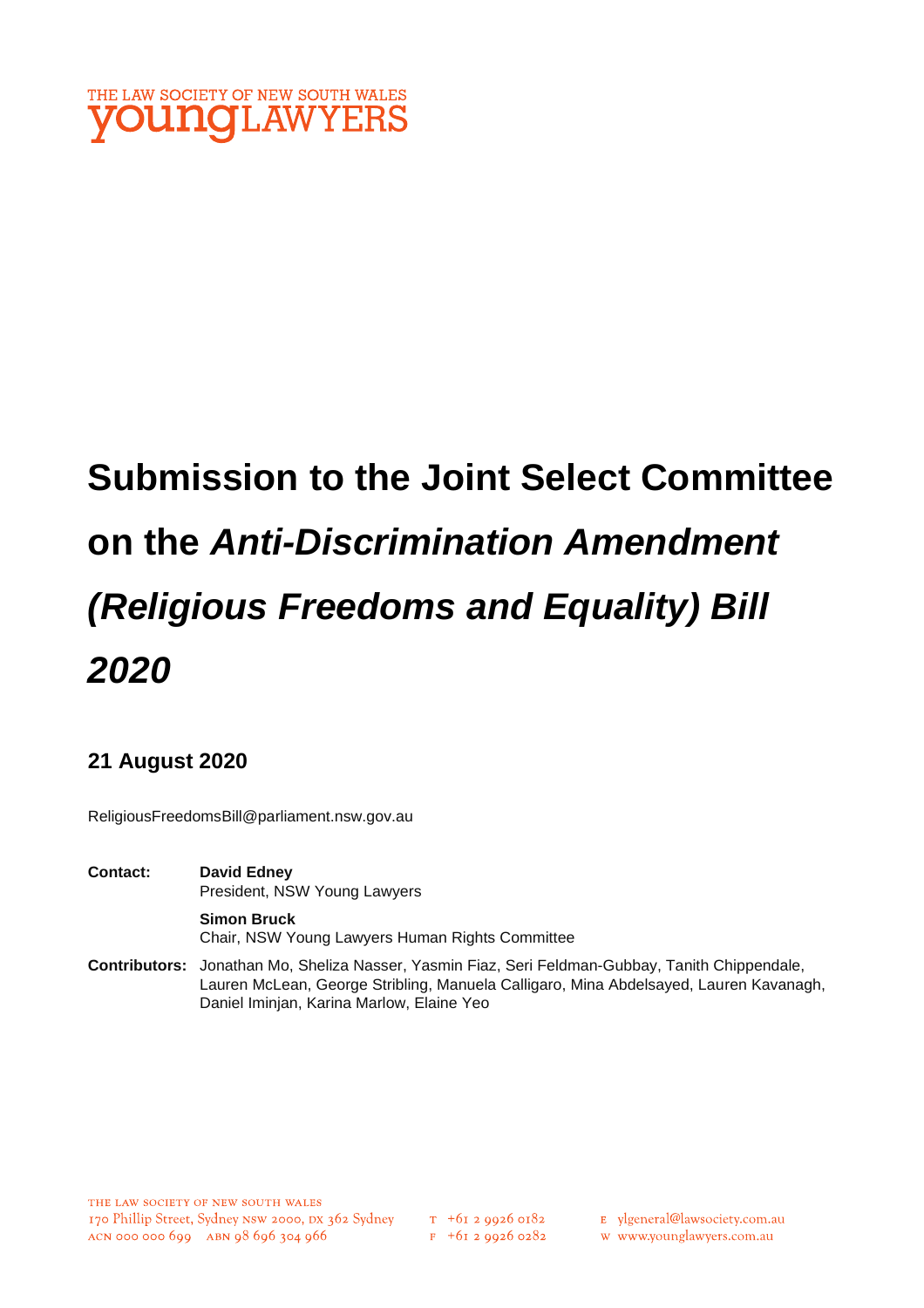THE LAW SOCIETY OF NEW SOUTH WALES
**young**LAWYERS

# Submission to the Joint Select Committee on the *Anti-Discrimination Amendment (Religious Freedoms and Equality) Bill 2020*

## 21 August 2020

ReligiousFreedomsBill@parliament.nsw.gov.au

**Contact:** **David Edney**
President, NSW Young Lawyers

**Simon Bruck**
Chair, NSW Young Lawyers Human Rights Committee

**Contributors:** Jonathan Mo, Sheliza Nasser, Yasmin Fiaz, Seri Feldman-Gubbay, Tanith Chippendale, Lauren McLean, George Stribling, Manuela Calligaro, Mina Abdelsayed, Lauren Kavanagh, Daniel Iminjan, Karina Marlow, Elaine Yeo

THE LAW SOCIETY OF NEW SOUTH WALES
170 Phillip Street, Sydney NSW 2000, DX 362 Sydney
ACN 000 000 699 ABN 98 696 304 966
T +61 2 9926 0182
F +61 2 9926 0282
E ylgeneral@lawsociety.com.au
W www.younglawyers.com.au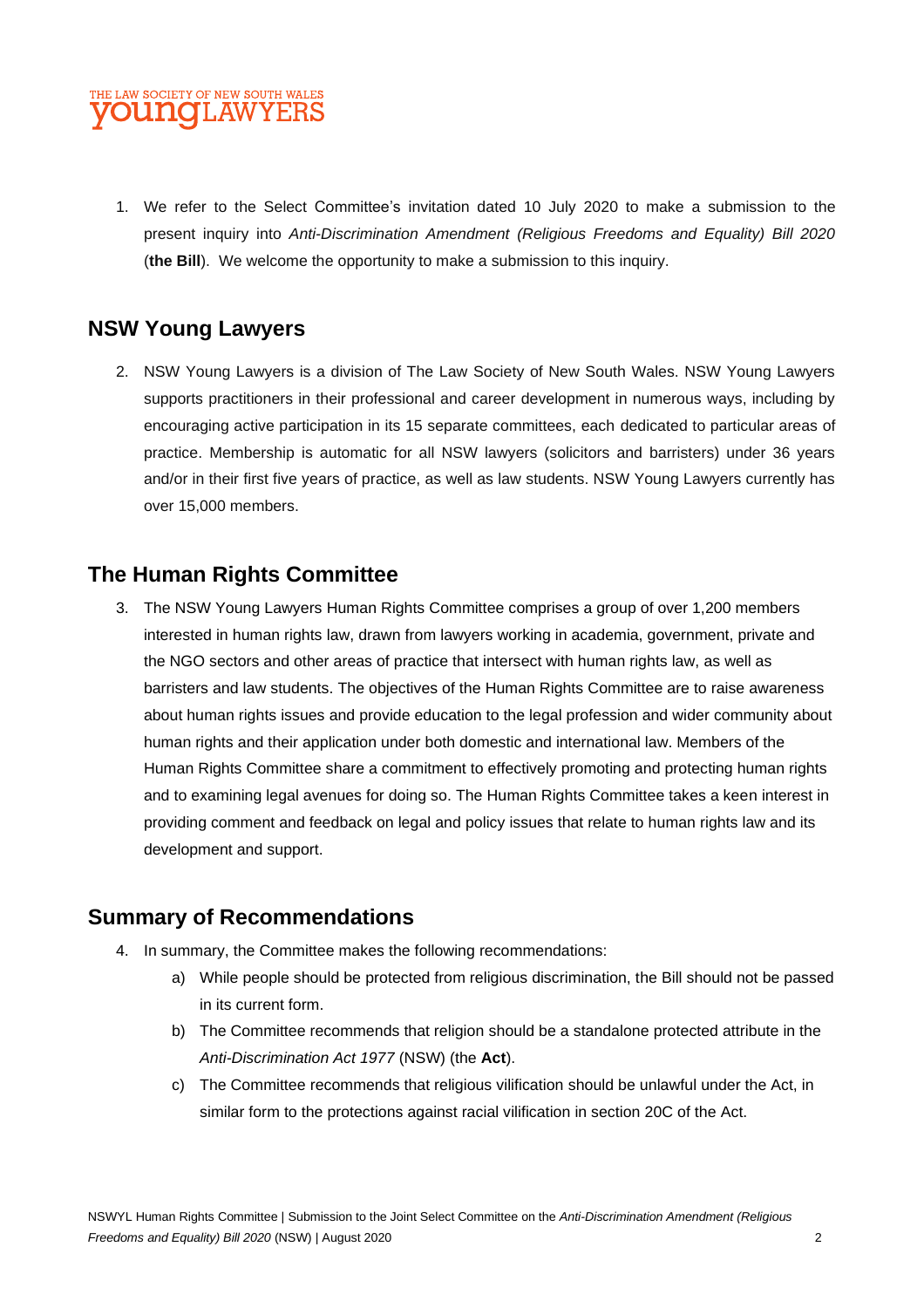1. We refer to the Select Committee's invitation dated 10 July 2020 to make a submission to the present inquiry into *Anti-Discrimination Amendment (Religious Freedoms and Equality) Bill 2020* (**the Bill**). We welcome the opportunity to make a submission to this inquiry.

## NSW Young Lawyers

2. NSW Young Lawyers is a division of The Law Society of New South Wales. NSW Young Lawyers supports practitioners in their professional and career development in numerous ways, including by encouraging active participation in its 15 separate committees, each dedicated to particular areas of practice. Membership is automatic for all NSW lawyers (solicitors and barristers) under 36 years and/or in their first five years of practice, as well as law students. NSW Young Lawyers currently has over 15,000 members.

## The Human Rights Committee

3. The NSW Young Lawyers Human Rights Committee comprises a group of over 1,200 members interested in human rights law, drawn from lawyers working in academia, government, private and the NGO sectors and other areas of practice that intersect with human rights law, as well as barristers and law students. The objectives of the Human Rights Committee are to raise awareness about human rights issues and provide education to the legal profession and wider community about human rights and their application under both domestic and international law. Members of the Human Rights Committee share a commitment to effectively promoting and protecting human rights and to examining legal avenues for doing so. The Human Rights Committee takes a keen interest in providing comment and feedback on legal and policy issues that relate to human rights law and its development and support.

## Summary of Recommendations

4. In summary, the Committee makes the following recommendations:
   a) While people should be protected from religious discrimination, the Bill should not be passed in its current form.
   b) The Committee recommends that religion should be a standalone protected attribute in the *Anti-Discrimination Act 1977* (NSW) (the **Act**).
   c) The Committee recommends that religious vilification should be unlawful under the Act, in similar form to the protections against racial vilification in section 20C of the Act.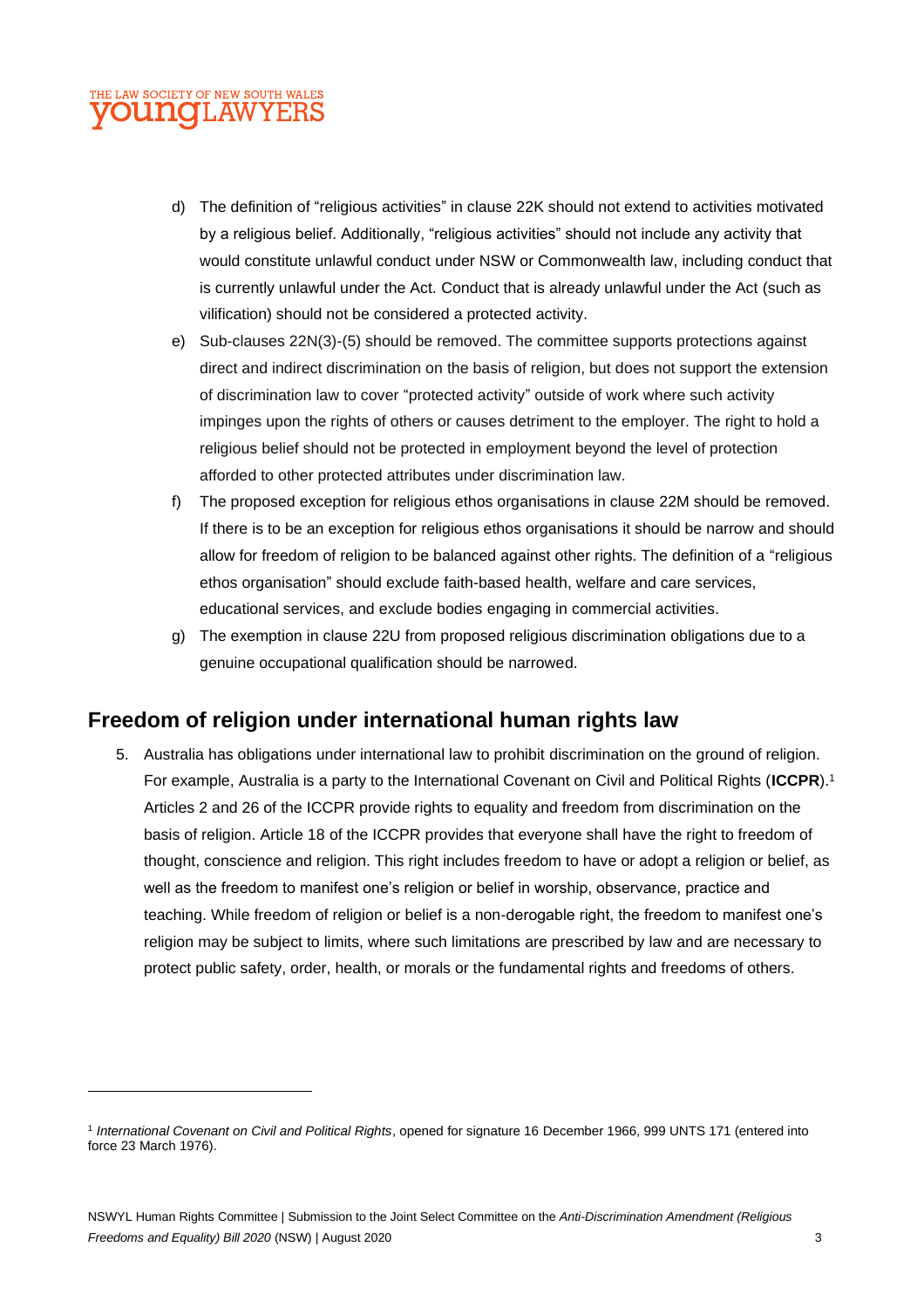d) The definition of "religious activities" in clause 22K should not extend to activities motivated by a religious belief. Additionally, "religious activities" should not include any activity that would constitute unlawful conduct under NSW or Commonwealth law, including conduct that is currently unlawful under the Act. Conduct that is already unlawful under the Act (such as vilification) should not be considered a protected activity.

e) Sub-clauses 22N(3)-(5) should be removed. The committee supports protections against direct and indirect discrimination on the basis of religion, but does not support the extension of discrimination law to cover "protected activity" outside of work where such activity impinges upon the rights of others or causes detriment to the employer. The right to hold a religious belief should not be protected in employment beyond the level of protection afforded to other protected attributes under discrimination law.

f) The proposed exception for religious ethos organisations in clause 22M should be removed. If there is to be an exception for religious ethos organisations it should be narrow and should allow for freedom of religion to be balanced against other rights. The definition of a "religious ethos organisation" should exclude faith-based health, welfare and care services, educational services, and exclude bodies engaging in commercial activities.

g) The exemption in clause 22U from proposed religious discrimination obligations due to a genuine occupational qualification should be narrowed.

## Freedom of religion under international human rights law

5. Australia has obligations under international law to prohibit discrimination on the ground of religion. For example, Australia is a party to the International Covenant on Civil and Political Rights (**ICCPR**).[1] Articles 2 and 26 of the ICCPR provide rights to equality and freedom from discrimination on the basis of religion. Article 18 of the ICCPR provides that everyone shall have the right to freedom of thought, conscience and religion. This right includes freedom to have or adopt a religion or belief, as well as the freedom to manifest one's religion or belief in worship, observance, practice and teaching. While freedom of religion or belief is a non-derogable right, the freedom to manifest one's religion may be subject to limits, where such limitations are prescribed by law and are necessary to protect public safety, order, health, or morals or the fundamental rights and freedoms of others.

---

[1] *International Covenant on Civil and Political Rights*, opened for signature 16 December 1966, 999 UNTS 171 (entered into force 23 March 1976).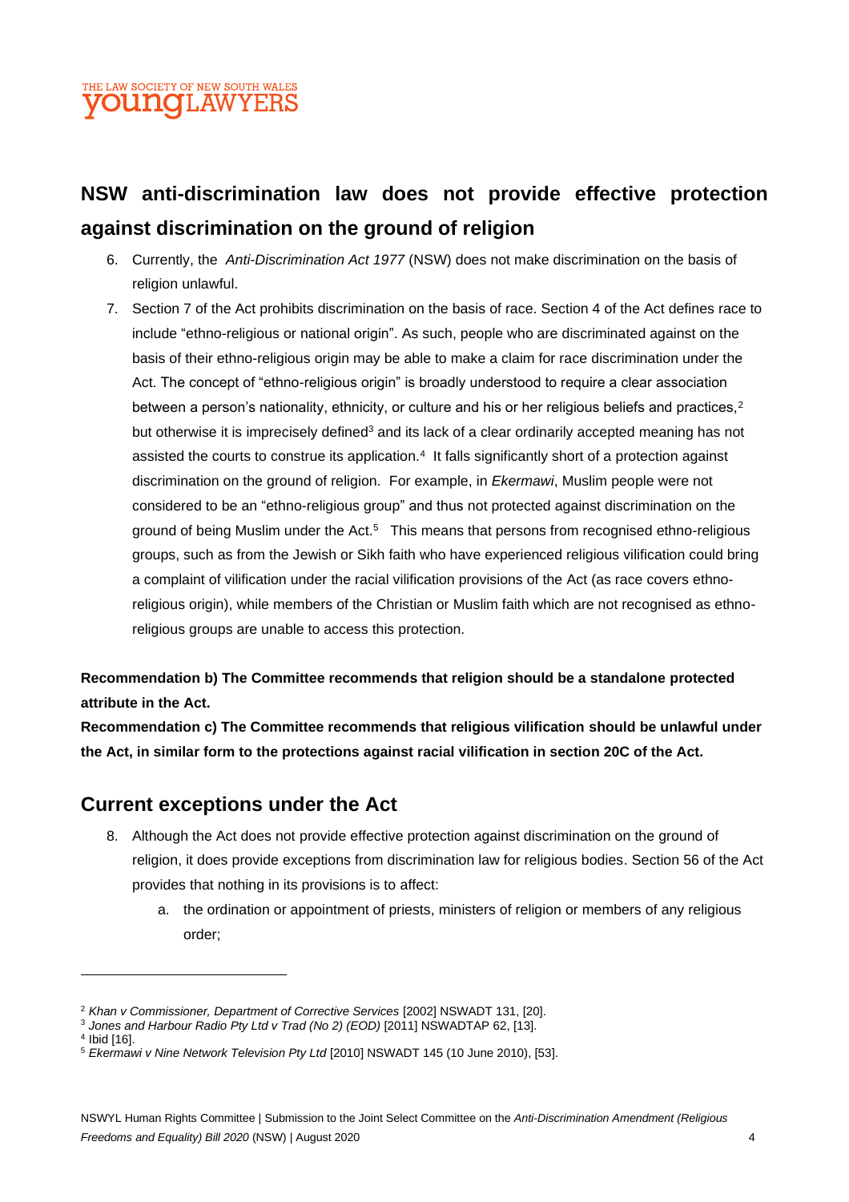## NSW anti-discrimination law does not provide effective protection against discrimination on the ground of religion

6. Currently, the *Anti-Discrimination Act 1977* (NSW) does not make discrimination on the basis of religion unlawful.
7. Section 7 of the Act prohibits discrimination on the basis of race. Section 4 of the Act defines race to include "ethno-religious or national origin". As such, people who are discriminated against on the basis of their ethno-religious origin may be able to make a claim for race discrimination under the Act. The concept of "ethno-religious origin" is broadly understood to require a clear association between a person's nationality, ethnicity, or culture and his or her religious beliefs and practices,[2] but otherwise it is imprecisely defined[3] and its lack of a clear ordinarily accepted meaning has not assisted the courts to construe its application.[4] It falls significantly short of a protection against discrimination on the ground of religion. For example, in *Ekermawi*, Muslim people were not considered to be an "ethno-religious group" and thus not protected against discrimination on the ground of being Muslim under the Act.[5] This means that persons from recognised ethno-religious groups, such as from the Jewish or Sikh faith who have experienced religious vilification could bring a complaint of vilification under the racial vilification provisions of the Act (as race covers ethno-religious origin), while members of the Christian or Muslim faith which are not recognised as ethno-religious groups are unable to access this protection.

**Recommendation b) The Committee recommends that religion should be a standalone protected attribute in the Act.**

**Recommendation c) The Committee recommends that religious vilification should be unlawful under the Act, in similar form to the protections against racial vilification in section 20C of the Act.**

## Current exceptions under the Act

8. Although the Act does not provide effective protection against discrimination on the ground of religion, it does provide exceptions from discrimination law for religious bodies. Section 56 of the Act provides that nothing in its provisions is to affect:
   a. the ordination or appointment of priests, ministers of religion or members of any religious order;

---

[2] *Khan v Commissioner, Department of Corrective Services* [2002] NSWADT 131, [20].

[3] *Jones and Harbour Radio Pty Ltd v Trad (No 2) (EOD)* [2011] NSWADTAP 62, [13].

[4] Ibid [16].

[5] *Ekermawi v Nine Network Television Pty Ltd* [2010] NSWADT 145 (10 June 2010), [53].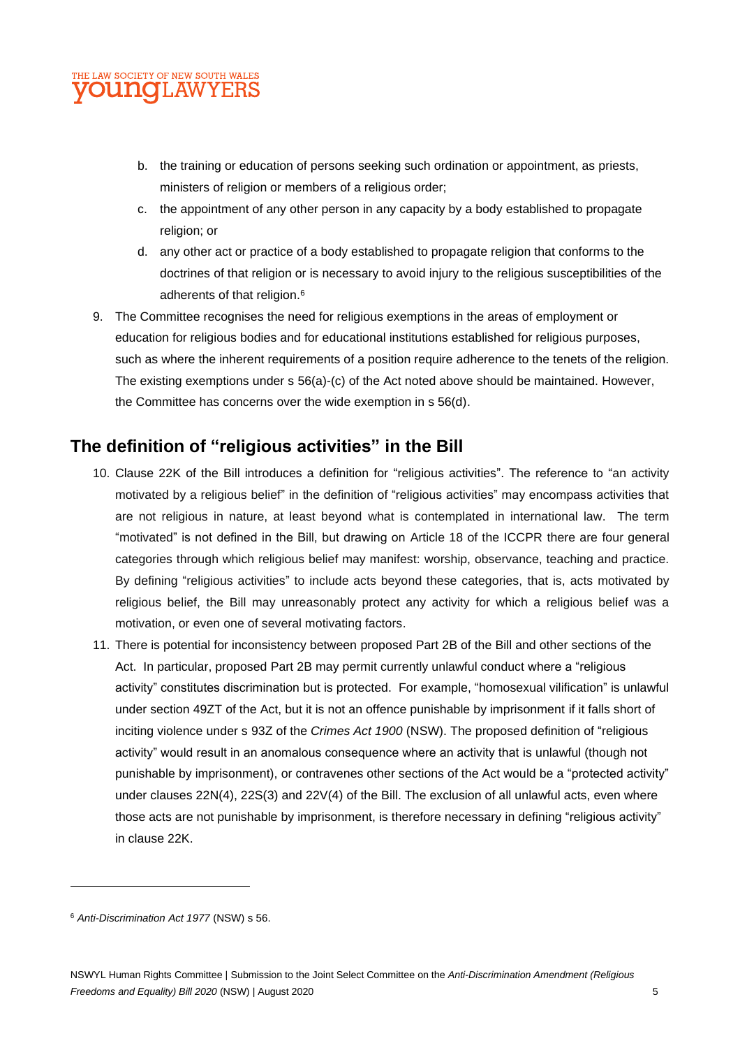b. the training or education of persons seeking such ordination or appointment, as priests, ministers of religion or members of a religious order;

c. the appointment of any other person in any capacity by a body established to propagate religion; or

d. any other act or practice of a body established to propagate religion that conforms to the doctrines of that religion or is necessary to avoid injury to the religious susceptibilities of the adherents of that religion.[6]

9. The Committee recognises the need for religious exemptions in the areas of employment or education for religious bodies and for educational institutions established for religious purposes, such as where the inherent requirements of a position require adherence to the tenets of the religion. The existing exemptions under s 56(a)-(c) of the Act noted above should be maintained. However, the Committee has concerns over the wide exemption in s 56(d).

## The definition of "religious activities" in the Bill

10. Clause 22K of the Bill introduces a definition for "religious activities". The reference to "an activity motivated by a religious belief" in the definition of "religious activities" may encompass activities that are not religious in nature, at least beyond what is contemplated in international law. The term "motivated" is not defined in the Bill, but drawing on Article 18 of the ICCPR there are four general categories through which religious belief may manifest: worship, observance, teaching and practice. By defining "religious activities" to include acts beyond these categories, that is, acts motivated by religious belief, the Bill may unreasonably protect any activity for which a religious belief was a motivation, or even one of several motivating factors.

11. There is potential for inconsistency between proposed Part 2B of the Bill and other sections of the Act. In particular, proposed Part 2B may permit currently unlawful conduct where a "religious activity" constitutes discrimination but is protected. For example, "homosexual vilification" is unlawful under section 49ZT of the Act, but it is not an offence punishable by imprisonment if it falls short of inciting violence under s 93Z of the *Crimes Act 1900* (NSW). The proposed definition of "religious activity" would result in an anomalous consequence where an activity that is unlawful (though not punishable by imprisonment), or contravenes other sections of the Act would be a "protected activity" under clauses 22N(4), 22S(3) and 22V(4) of the Bill. The exclusion of all unlawful acts, even where those acts are not punishable by imprisonment, is therefore necessary in defining "religious activity" in clause 22K.

---

[6] *Anti-Discrimination Act 1977* (NSW) s 56.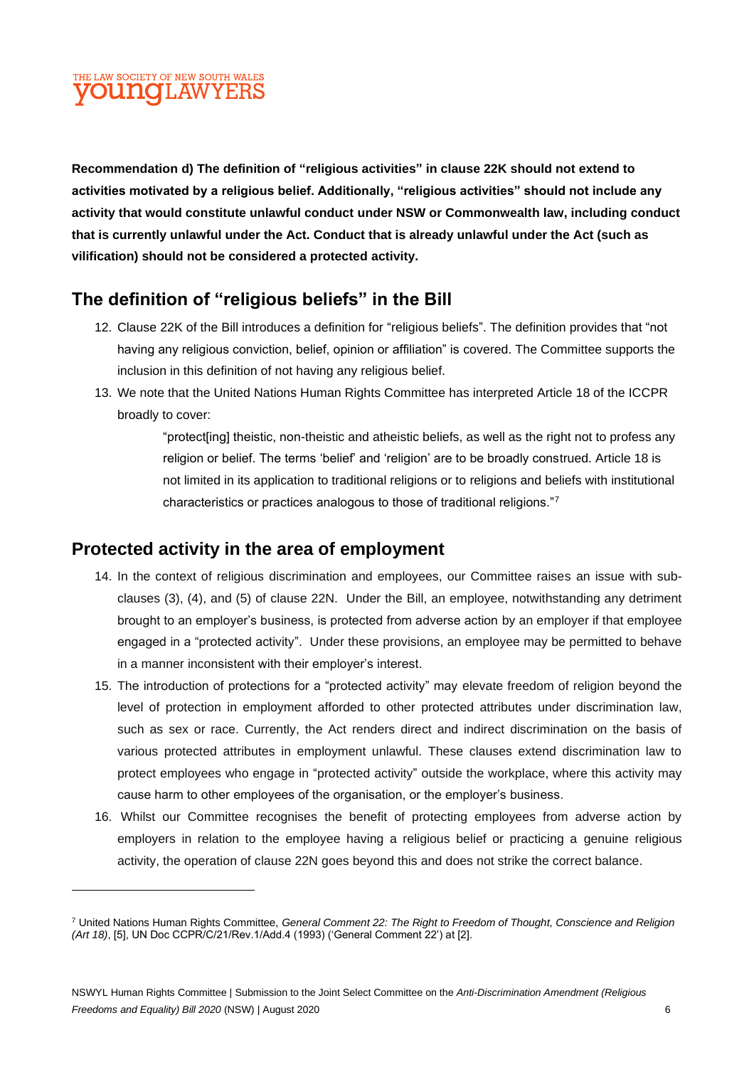**Recommendation d) The definition of "religious activities" in clause 22K should not extend to activities motivated by a religious belief. Additionally, "religious activities" should not include any activity that would constitute unlawful conduct under NSW or Commonwealth law, including conduct that is currently unlawful under the Act. Conduct that is already unlawful under the Act (such as vilification) should not be considered a protected activity.**

## The definition of "religious beliefs" in the Bill

12. Clause 22K of the Bill introduces a definition for "religious beliefs". The definition provides that "not having any religious conviction, belief, opinion or affiliation" is covered. The Committee supports the inclusion in this definition of not having any religious belief.
13. We note that the United Nations Human Rights Committee has interpreted Article 18 of the ICCPR broadly to cover:

> "protect[ing] theistic, non-theistic and atheistic beliefs, as well as the right not to profess any religion or belief. The terms 'belief' and 'religion' are to be broadly construed. Article 18 is not limited in its application to traditional religions or to religions and beliefs with institutional characteristics or practices analogous to those of traditional religions."[7]

## Protected activity in the area of employment

14. In the context of religious discrimination and employees, our Committee raises an issue with sub-clauses (3), (4), and (5) of clause 22N. Under the Bill, an employee, notwithstanding any detriment brought to an employer's business, is protected from adverse action by an employer if that employee engaged in a "protected activity". Under these provisions, an employee may be permitted to behave in a manner inconsistent with their employer's interest.
15. The introduction of protections for a "protected activity" may elevate freedom of religion beyond the level of protection in employment afforded to other protected attributes under discrimination law, such as sex or race. Currently, the Act renders direct and indirect discrimination on the basis of various protected attributes in employment unlawful. These clauses extend discrimination law to protect employees who engage in "protected activity" outside the workplace, where this activity may cause harm to other employees of the organisation, or the employer's business.
16. Whilst our Committee recognises the benefit of protecting employees from adverse action by employers in relation to the employee having a religious belief or practicing a genuine religious activity, the operation of clause 22N goes beyond this and does not strike the correct balance.

---

[7] United Nations Human Rights Committee, *General Comment 22: The Right to Freedom of Thought, Conscience and Religion (Art 18)*, [5], UN Doc CCPR/C/21/Rev.1/Add.4 (1993) ('General Comment 22') at [2].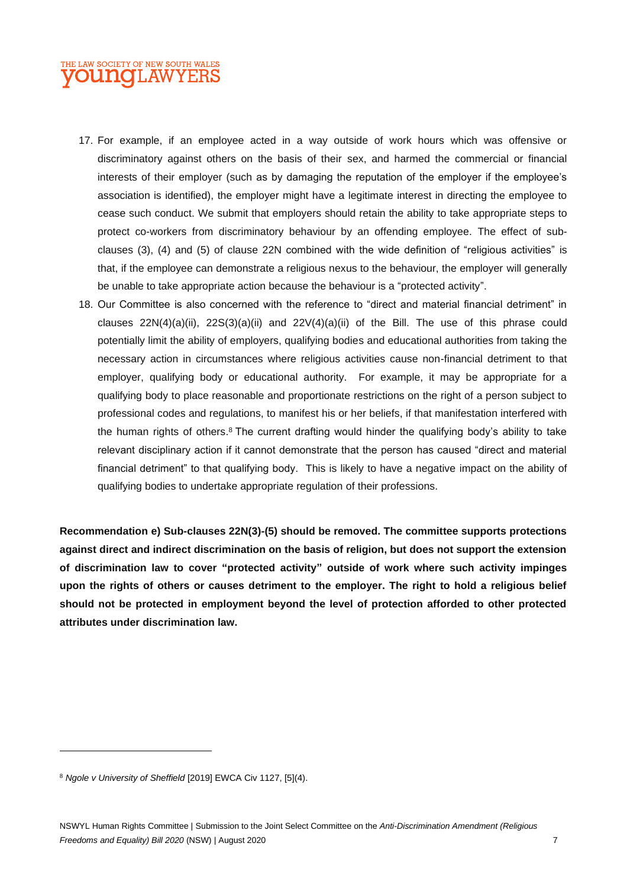17. For example, if an employee acted in a way outside of work hours which was offensive or discriminatory against others on the basis of their sex, and harmed the commercial or financial interests of their employer (such as by damaging the reputation of the employer if the employee's association is identified), the employer might have a legitimate interest in directing the employee to cease such conduct. We submit that employers should retain the ability to take appropriate steps to protect co-workers from discriminatory behaviour by an offending employee. The effect of sub-clauses (3), (4) and (5) of clause 22N combined with the wide definition of "religious activities" is that, if the employee can demonstrate a religious nexus to the behaviour, the employer will generally be unable to take appropriate action because the behaviour is a "protected activity".
18. Our Committee is also concerned with the reference to "direct and material financial detriment" in clauses 22N(4)(a)(ii), 22S(3)(a)(ii) and 22V(4)(a)(ii) of the Bill. The use of this phrase could potentially limit the ability of employers, qualifying bodies and educational authorities from taking the necessary action in circumstances where religious activities cause non-financial detriment to that employer, qualifying body or educational authority. For example, it may be appropriate for a qualifying body to place reasonable and proportionate restrictions on the right of a person subject to professional codes and regulations, to manifest his or her beliefs, if that manifestation interfered with the human rights of others.[8] The current drafting would hinder the qualifying body's ability to take relevant disciplinary action if it cannot demonstrate that the person has caused "direct and material financial detriment" to that qualifying body. This is likely to have a negative impact on the ability of qualifying bodies to undertake appropriate regulation of their professions.

**Recommendation e) Sub-clauses 22N(3)-(5) should be removed. The committee supports protections against direct and indirect discrimination on the basis of religion, but does not support the extension of discrimination law to cover "protected activity" outside of work where such activity impinges upon the rights of others or causes detriment to the employer. The right to hold a religious belief should not be protected in employment beyond the level of protection afforded to other protected attributes under discrimination law.**

---

[8] *Ngole v University of Sheffield* [2019] EWCA Civ 1127, [5](4).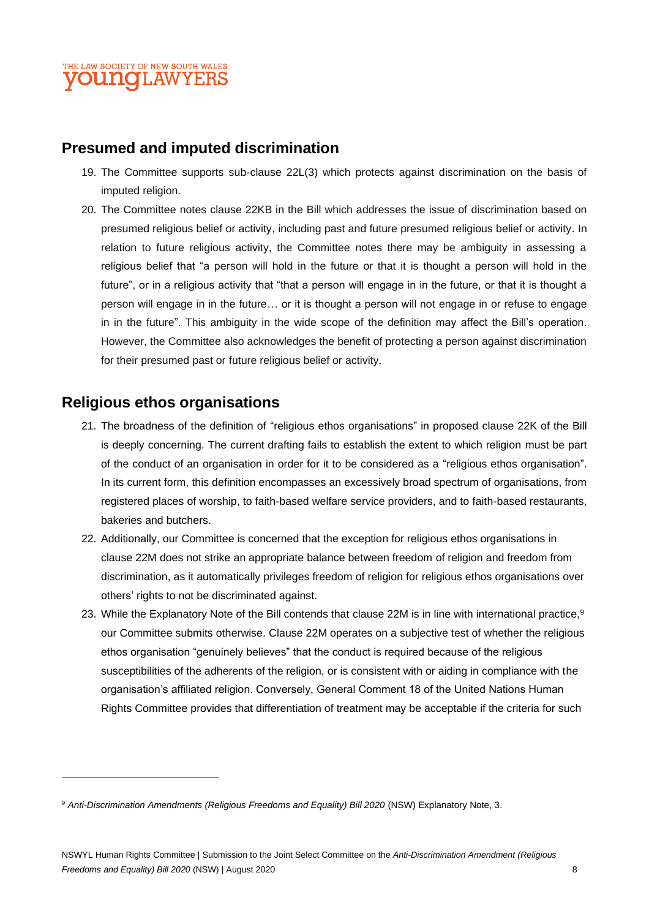## Presumed and imputed discrimination

19. The Committee supports sub-clause 22L(3) which protects against discrimination on the basis of imputed religion.
20. The Committee notes clause 22KB in the Bill which addresses the issue of discrimination based on presumed religious belief or activity, including past and future presumed religious belief or activity. In relation to future religious activity, the Committee notes there may be ambiguity in assessing a religious belief that "a person will hold in the future or that it is thought a person will hold in the future", or in a religious activity that "that a person will engage in in the future, or that it is thought a person will engage in in the future… or it is thought a person will not engage in or refuse to engage in in the future". This ambiguity in the wide scope of the definition may affect the Bill's operation. However, the Committee also acknowledges the benefit of protecting a person against discrimination for their presumed past or future religious belief or activity.

## Religious ethos organisations

21. The broadness of the definition of "religious ethos organisations" in proposed clause 22K of the Bill is deeply concerning. The current drafting fails to establish the extent to which religion must be part of the conduct of an organisation in order for it to be considered as a "religious ethos organisation". In its current form, this definition encompasses an excessively broad spectrum of organisations, from registered places of worship, to faith-based welfare service providers, and to faith-based restaurants, bakeries and butchers.
22. Additionally, our Committee is concerned that the exception for religious ethos organisations in clause 22M does not strike an appropriate balance between freedom of religion and freedom from discrimination, as it automatically privileges freedom of religion for religious ethos organisations over others' rights to not be discriminated against.
23. While the Explanatory Note of the Bill contends that clause 22M is in line with international practice,[9] our Committee submits otherwise. Clause 22M operates on a subjective test of whether the religious ethos organisation "genuinely believes" that the conduct is required because of the religious susceptibilities of the adherents of the religion, or is consistent with or aiding in compliance with the organisation's affiliated religion. Conversely, General Comment 18 of the United Nations Human Rights Committee provides that differentiation of treatment may be acceptable if the criteria for such

---

[9] *Anti-Discrimination Amendments (Religious Freedoms and Equality) Bill 2020* (NSW) Explanatory Note, 3.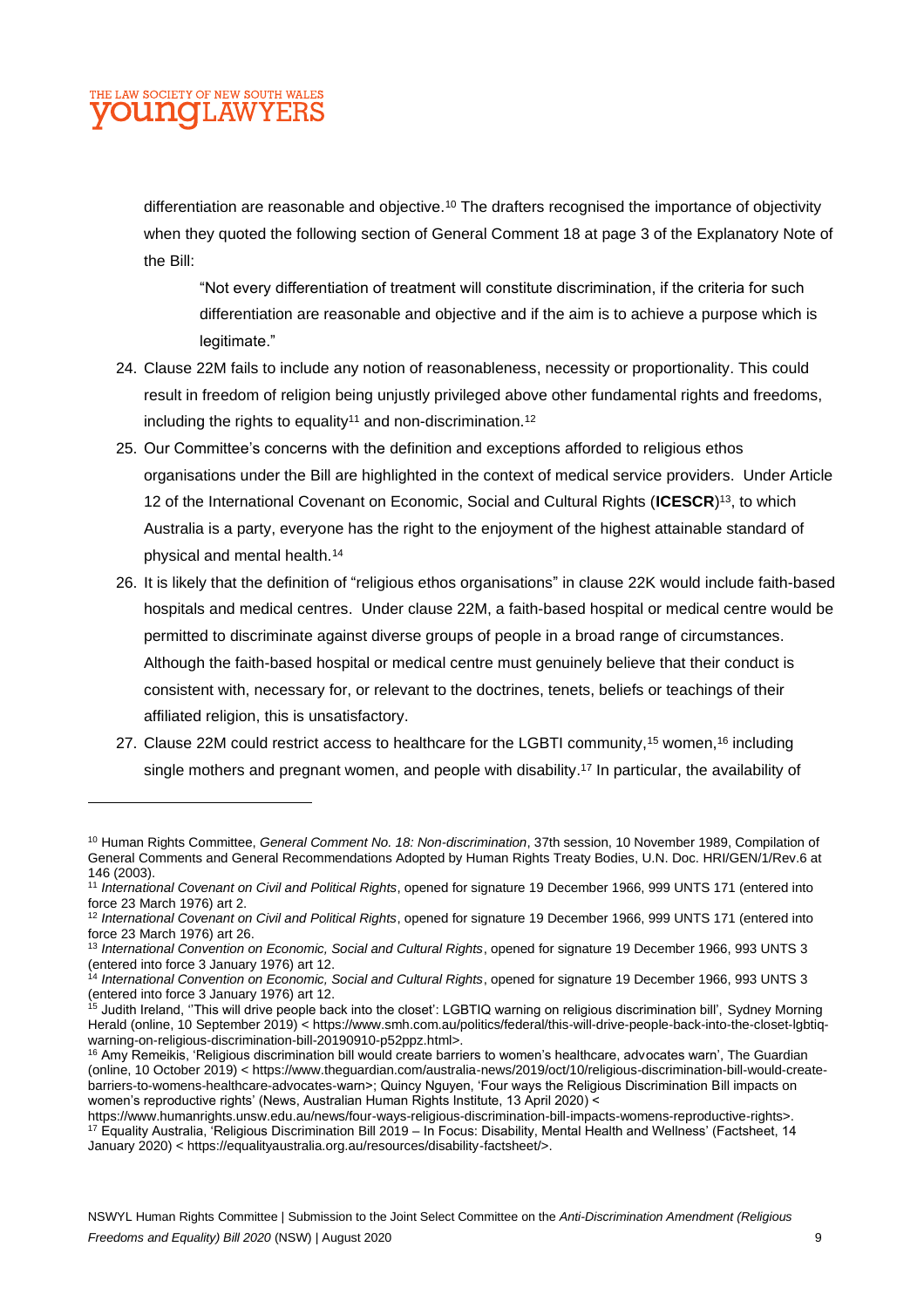differentiation are reasonable and objective.[10] The drafters recognised the importance of objectivity when they quoted the following section of General Comment 18 at page 3 of the Explanatory Note of the Bill:

> "Not every differentiation of treatment will constitute discrimination, if the criteria for such differentiation are reasonable and objective and if the aim is to achieve a purpose which is legitimate."

24. Clause 22M fails to include any notion of reasonableness, necessity or proportionality. This could result in freedom of religion being unjustly privileged above other fundamental rights and freedoms, including the rights to equality[11] and non-discrimination.[12]

25. Our Committee's concerns with the definition and exceptions afforded to religious ethos organisations under the Bill are highlighted in the context of medical service providers. Under Article 12 of the International Covenant on Economic, Social and Cultural Rights (**ICESCR**)[13], to which Australia is a party, everyone has the right to the enjoyment of the highest attainable standard of physical and mental health.[14]

26. It is likely that the definition of "religious ethos organisations" in clause 22K would include faith-based hospitals and medical centres. Under clause 22M, a faith-based hospital or medical centre would be permitted to discriminate against diverse groups of people in a broad range of circumstances. Although the faith-based hospital or medical centre must genuinely believe that their conduct is consistent with, necessary for, or relevant to the doctrines, tenets, beliefs or teachings of their affiliated religion, this is unsatisfactory.

27. Clause 22M could restrict access to healthcare for the LGBTI community,[15] women,[16] including single mothers and pregnant women, and people with disability.[17] In particular, the availability of

---

[10] Human Rights Committee, *General Comment No. 18: Non-discrimination*, 37th session, 10 November 1989, Compilation of General Comments and General Recommendations Adopted by Human Rights Treaty Bodies, U.N. Doc. HRI/GEN/1/Rev.6 at 146 (2003).

[11] *International Covenant on Civil and Political Rights*, opened for signature 19 December 1966, 999 UNTS 171 (entered into force 23 March 1976) art 2.

[12] *International Covenant on Civil and Political Rights*, opened for signature 19 December 1966, 999 UNTS 171 (entered into force 23 March 1976) art 26.

[13] *International Convention on Economic, Social and Cultural Rights*, opened for signature 19 December 1966, 993 UNTS 3 (entered into force 3 January 1976) art 12.

[14] *International Convention on Economic, Social and Cultural Rights*, opened for signature 19 December 1966, 993 UNTS 3 (entered into force 3 January 1976) art 12.

[15] Judith Ireland, ''This will drive people back into the closet': LGBTIQ warning on religious discrimination bill', Sydney Morning Herald (online, 10 September 2019) < https://www.smh.com.au/politics/federal/this-will-drive-people-back-into-the-closet-lgbtiq-warning-on-religious-discrimination-bill-20190910-p52ppz.html>.

[16] Amy Remeikis, 'Religious discrimination bill would create barriers to women's healthcare, advocates warn', The Guardian (online, 10 October 2019) < https://www.theguardian.com/australia-news/2019/oct/10/religious-discrimination-bill-would-create-barriers-to-womens-healthcare-advocates-warn>; Quincy Nguyen, 'Four ways the Religious Discrimination Bill impacts on women's reproductive rights' (News, Australian Human Rights Institute, 13 April 2020) < https://www.humanrights.unsw.edu.au/news/four-ways-religious-discrimination-bill-impacts-womens-reproductive-rights>.

[17] Equality Australia, 'Religious Discrimination Bill 2019 – In Focus: Disability, Mental Health and Wellness' (Factsheet, 14 January 2020) < https://equalityaustralia.org.au/resources/disability-factsheet/>.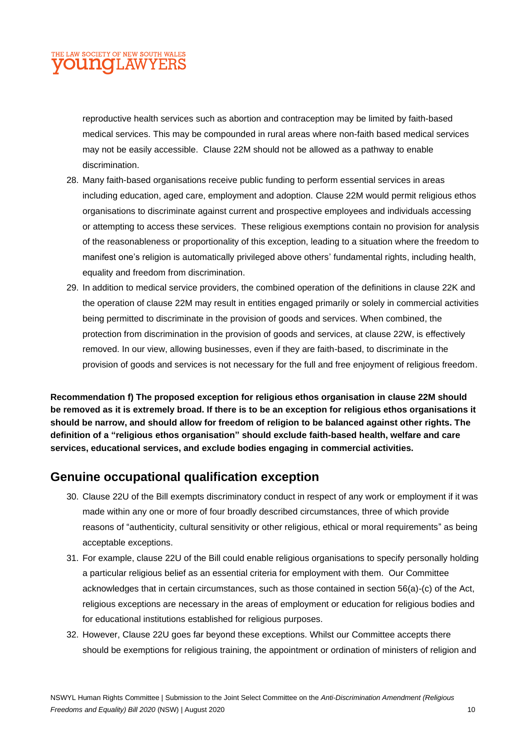reproductive health services such as abortion and contraception may be limited by faith-based medical services. This may be compounded in rural areas where non-faith based medical services may not be easily accessible. Clause 22M should not be allowed as a pathway to enable discrimination.

28. Many faith-based organisations receive public funding to perform essential services in areas including education, aged care, employment and adoption. Clause 22M would permit religious ethos organisations to discriminate against current and prospective employees and individuals accessing or attempting to access these services. These religious exemptions contain no provision for analysis of the reasonableness or proportionality of this exception, leading to a situation where the freedom to manifest one's religion is automatically privileged above others' fundamental rights, including health, equality and freedom from discrimination.
29. In addition to medical service providers, the combined operation of the definitions in clause 22K and the operation of clause 22M may result in entities engaged primarily or solely in commercial activities being permitted to discriminate in the provision of goods and services. When combined, the protection from discrimination in the provision of goods and services, at clause 22W, is effectively removed. In our view, allowing businesses, even if they are faith-based, to discriminate in the provision of goods and services is not necessary for the full and free enjoyment of religious freedom.

**Recommendation f) The proposed exception for religious ethos organisation in clause 22M should be removed as it is extremely broad. If there is to be an exception for religious ethos organisations it should be narrow, and should allow for freedom of religion to be balanced against other rights. The definition of a "religious ethos organisation" should exclude faith-based health, welfare and care services, educational services, and exclude bodies engaging in commercial activities.**

## Genuine occupational qualification exception

30. Clause 22U of the Bill exempts discriminatory conduct in respect of any work or employment if it was made within any one or more of four broadly described circumstances, three of which provide reasons of "authenticity, cultural sensitivity or other religious, ethical or moral requirements" as being acceptable exceptions.
31. For example, clause 22U of the Bill could enable religious organisations to specify personally holding a particular religious belief as an essential criteria for employment with them. Our Committee acknowledges that in certain circumstances, such as those contained in section 56(a)-(c) of the Act, religious exceptions are necessary in the areas of employment or education for religious bodies and for educational institutions established for religious purposes.
32. However, Clause 22U goes far beyond these exceptions. Whilst our Committee accepts there should be exemptions for religious training, the appointment or ordination of ministers of religion and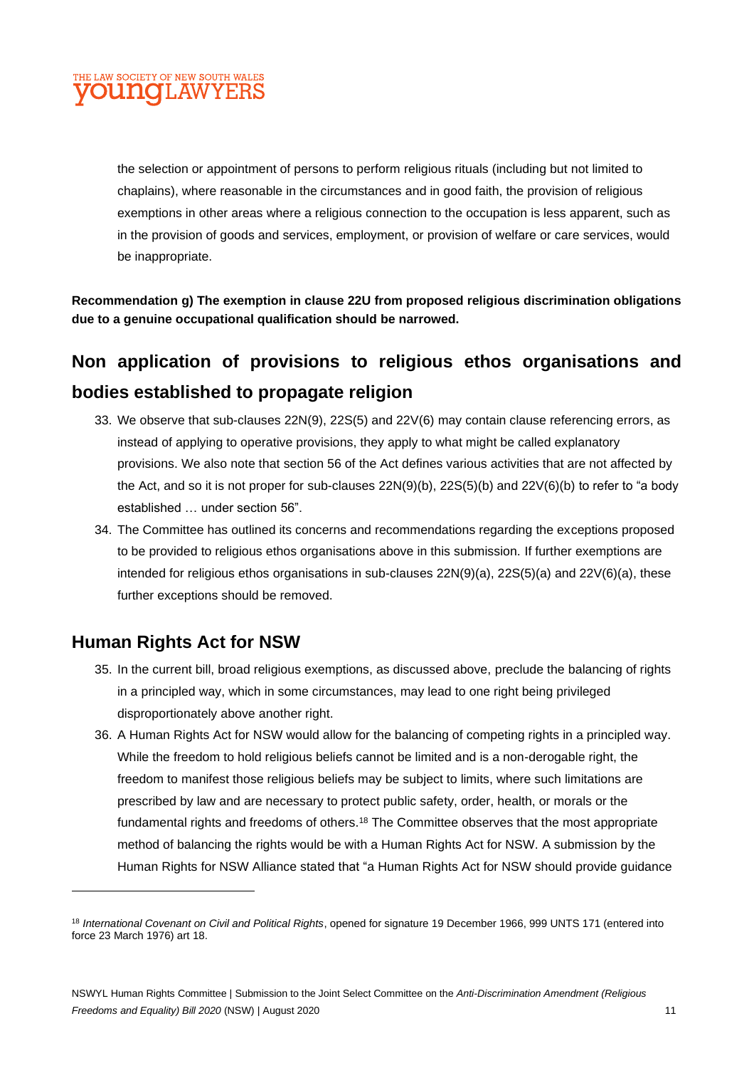the selection or appointment of persons to perform religious rituals (including but not limited to chaplains), where reasonable in the circumstances and in good faith, the provision of religious exemptions in other areas where a religious connection to the occupation is less apparent, such as in the provision of goods and services, employment, or provision of welfare or care services, would be inappropriate.

**Recommendation g) The exemption in clause 22U from proposed religious discrimination obligations due to a genuine occupational qualification should be narrowed.**

## Non application of provisions to religious ethos organisations and bodies established to propagate religion

33. We observe that sub-clauses 22N(9), 22S(5) and 22V(6) may contain clause referencing errors, as instead of applying to operative provisions, they apply to what might be called explanatory provisions. We also note that section 56 of the Act defines various activities that are not affected by the Act, and so it is not proper for sub-clauses 22N(9)(b), 22S(5)(b) and 22V(6)(b) to refer to "a body established … under section 56".
34. The Committee has outlined its concerns and recommendations regarding the exceptions proposed to be provided to religious ethos organisations above in this submission. If further exemptions are intended for religious ethos organisations in sub-clauses 22N(9)(a), 22S(5)(a) and 22V(6)(a), these further exceptions should be removed.

## Human Rights Act for NSW

35. In the current bill, broad religious exemptions, as discussed above, preclude the balancing of rights in a principled way, which in some circumstances, may lead to one right being privileged disproportionately above another right.
36. A Human Rights Act for NSW would allow for the balancing of competing rights in a principled way. While the freedom to hold religious beliefs cannot be limited and is a non-derogable right, the freedom to manifest those religious beliefs may be subject to limits, where such limitations are prescribed by law and are necessary to protect public safety, order, health, or morals or the fundamental rights and freedoms of others.[18] The Committee observes that the most appropriate method of balancing the rights would be with a Human Rights Act for NSW. A submission by the Human Rights for NSW Alliance stated that "a Human Rights Act for NSW should provide guidance

---

[18] *International Covenant on Civil and Political Rights*, opened for signature 19 December 1966, 999 UNTS 171 (entered into force 23 March 1976) art 18.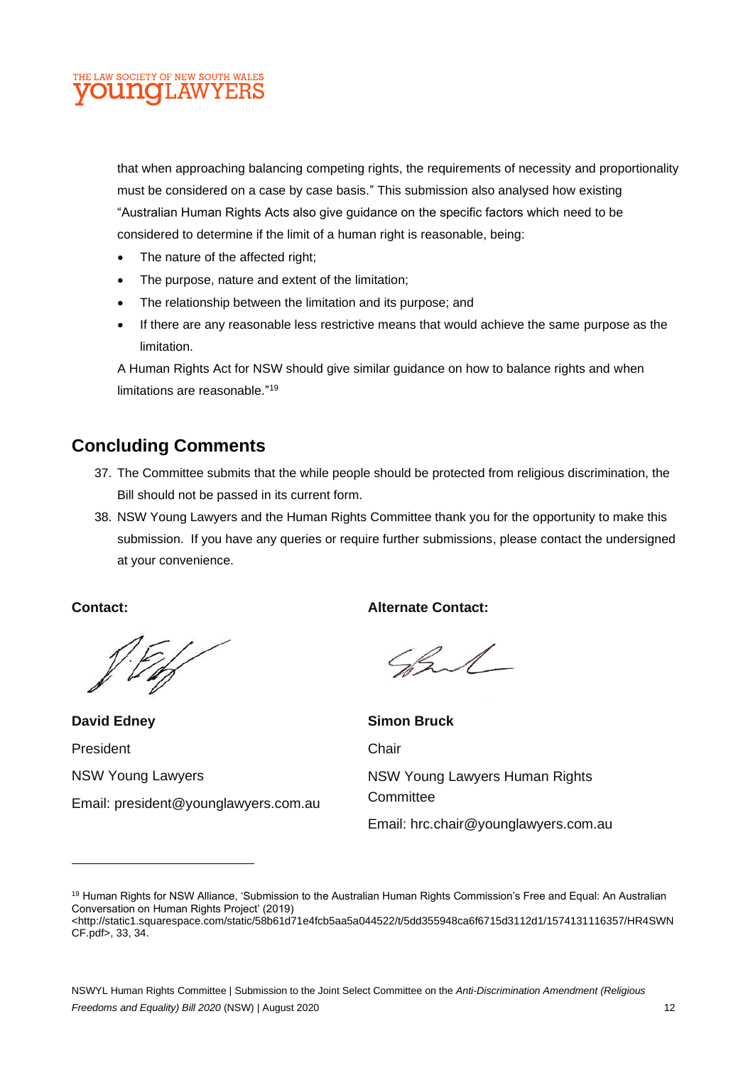that when approaching balancing competing rights, the requirements of necessity and proportionality must be considered on a case by case basis." This submission also analysed how existing "Australian Human Rights Acts also give guidance on the specific factors which need to be considered to determine if the limit of a human right is reasonable, being:

- The nature of the affected right;
- The purpose, nature and extent of the limitation;
- The relationship between the limitation and its purpose; and
- If there are any reasonable less restrictive means that would achieve the same purpose as the limitation.

A Human Rights Act for NSW should give similar guidance on how to balance rights and when limitations are reasonable."[19]

## Concluding Comments

37. The Committee submits that the while people should be protected from religious discrimination, the Bill should not be passed in its current form.
38. NSW Young Lawyers and the Human Rights Committee thank you for the opportunity to make this submission. If you have any queries or require further submissions, please contact the undersigned at your convenience.

**Contact:**

**David Edney**

President

NSW Young Lawyers

Email: president@younglawyers.com.au

**Alternate Contact:**

**Simon Bruck**

Chair

NSW Young Lawyers Human Rights Committee

Email: hrc.chair@younglawyers.com.au

[19] Human Rights for NSW Alliance, 'Submission to the Australian Human Rights Commission's Free and Equal: An Australian Conversation on Human Rights Project' (2019) <http://static1.squarespace.com/static/58b61d71e4fcb5aa5a044522/t/5dd355948ca6f6715d3112d1/1574131116357/HR4SWNCF.pdf>, 33, 34.